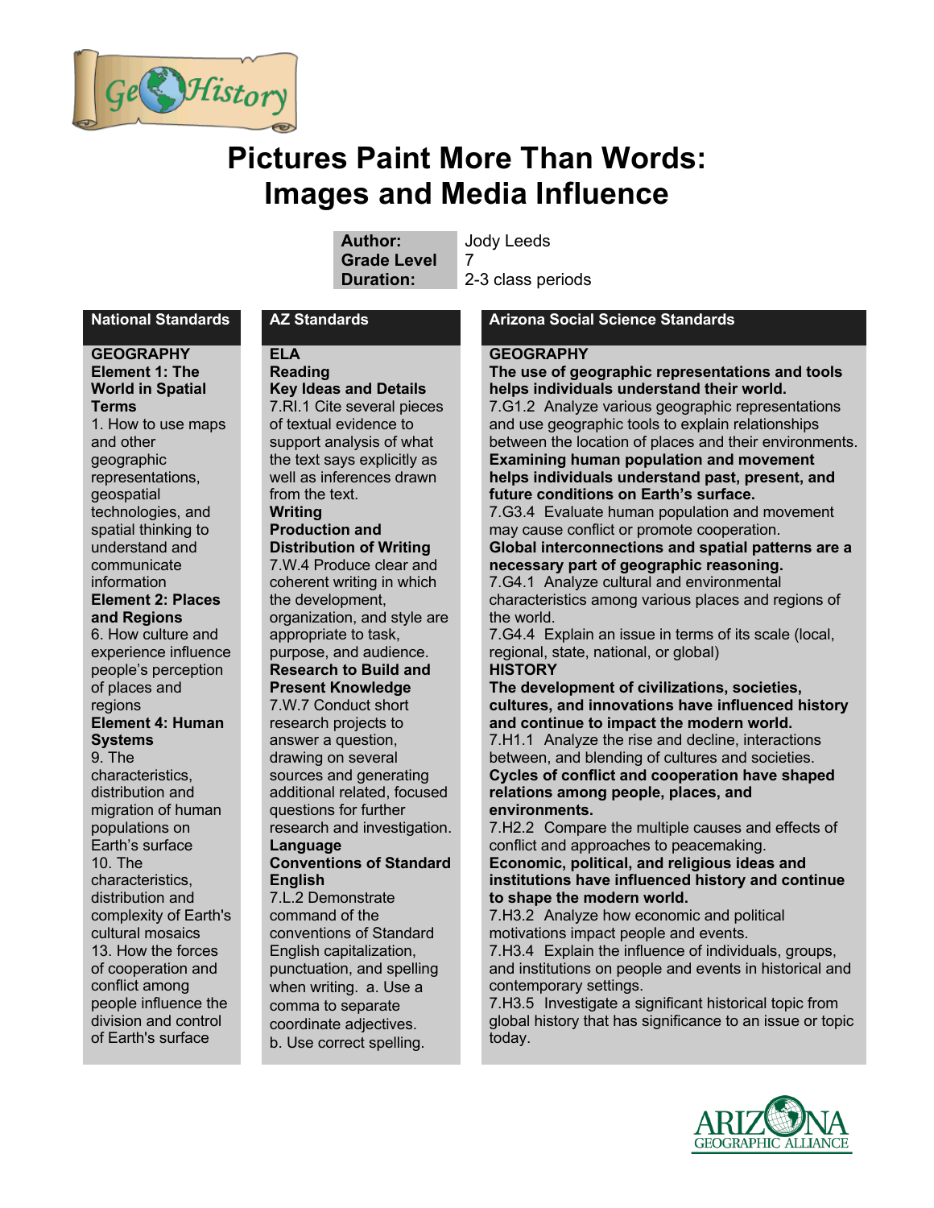# Pictures Paint More Than Words: Images and Media Influence

| | |
|---|---|
| **Author:** | Jody Leeds |
| **Grade Level** | 7 |
| **Duration:** | 2-3 class periods |

## National Standards

**GEOGRAPHY**

**Element 1: The World in Spatial Terms**

1. How to use maps and other geographic representations, geospatial technologies, and spatial thinking to understand and communicate information

**Element 2: Places and Regions**

6. How culture and experience influence people's perception of places and regions

**Element 4: Human Systems**

9. The characteristics, distribution and migration of human populations on Earth's surface

10. The characteristics, distribution and complexity of Earth's cultural mosaics

13. How the forces of cooperation and conflict among people influence the division and control of Earth's surface

## AZ Standards

**ELA**

**Reading**

**Key Ideas and Details**

7.RI.1 Cite several pieces of textual evidence to support analysis of what the text says explicitly as well as inferences drawn from the text.

**Writing**

**Production and Distribution of Writing**

7.W.4 Produce clear and coherent writing in which the development, organization, and style are appropriate to task, purpose, and audience.

**Research to Build and Present Knowledge**

7.W.7 Conduct short research projects to answer a question, drawing on several sources and generating additional related, focused questions for further research and investigation.

**Language**

**Conventions of Standard English**

7.L.2 Demonstrate command of the conventions of Standard English capitalization, punctuation, and spelling when writing. a. Use a comma to separate coordinate adjectives. b. Use correct spelling.

## Arizona Social Science Standards

**GEOGRAPHY**

**The use of geographic representations and tools helps individuals understand their world.**

7.G1.2 Analyze various geographic representations and use geographic tools to explain relationships between the location of places and their environments.

**Examining human population and movement helps individuals understand past, present, and future conditions on Earth's surface.**

7.G3.4 Evaluate human population and movement may cause conflict or promote cooperation.

**Global interconnections and spatial patterns are a necessary part of geographic reasoning.**

7.G4.1 Analyze cultural and environmental characteristics among various places and regions of the world.

7.G4.4 Explain an issue in terms of its scale (local, regional, state, national, or global)

**HISTORY**

**The development of civilizations, societies, cultures, and innovations have influenced history and continue to impact the modern world.**

7.H1.1 Analyze the rise and decline, interactions between, and blending of cultures and societies.

**Cycles of conflict and cooperation have shaped relations among people, places, and environments.**

7.H2.2 Compare the multiple causes and effects of conflict and approaches to peacemaking.

**Economic, political, and religious ideas and institutions have influenced history and continue to shape the modern world.**

7.H3.2 Analyze how economic and political motivations impact people and events.

7.H3.4 Explain the influence of individuals, groups, and institutions on people and events in historical and contemporary settings.

7.H3.5 Investigate a significant historical topic from global history that has significance to an issue or topic today.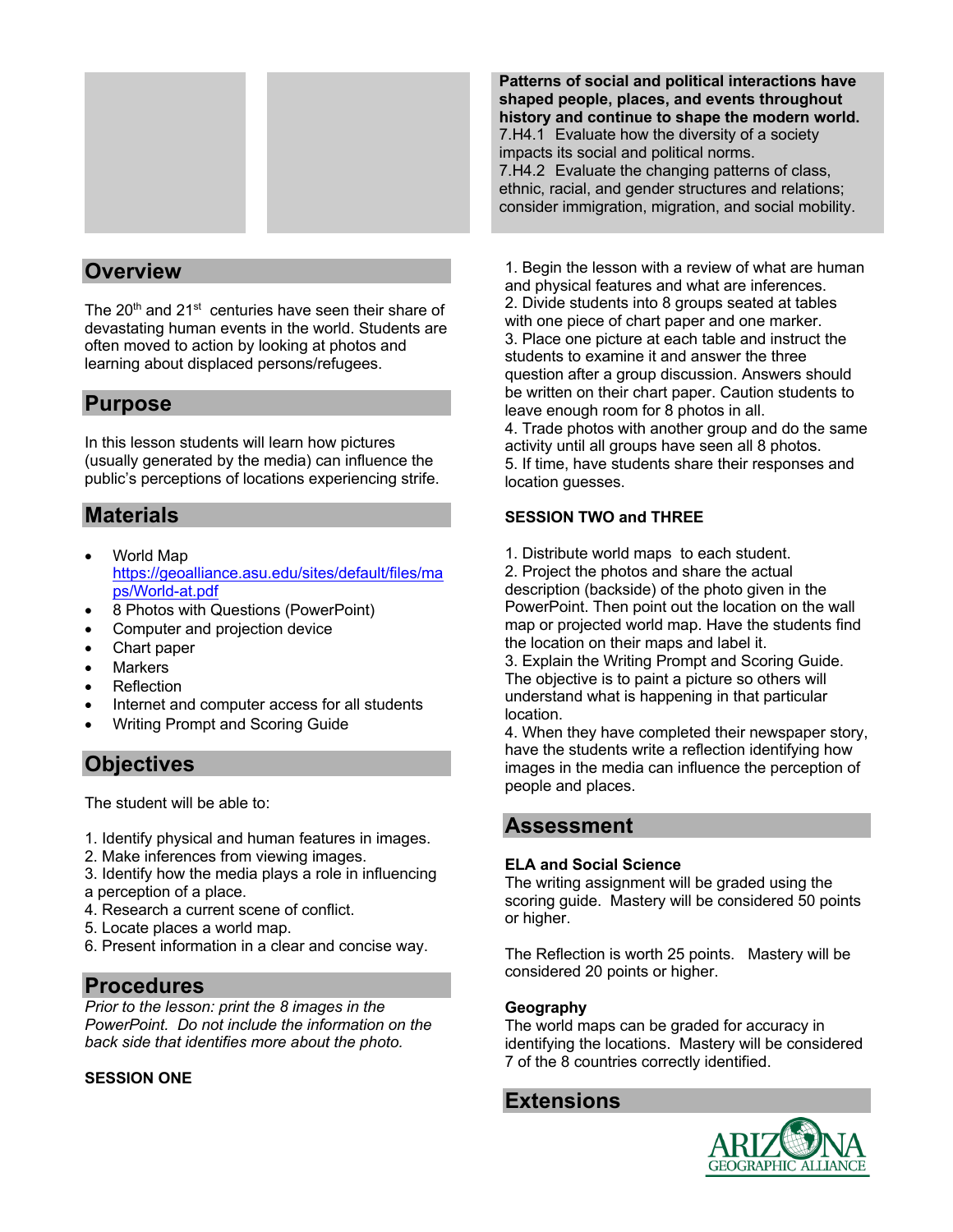**Patterns of social and political interactions have shaped people, places, and events throughout history and continue to shape the modern world.**
7.H4.1 Evaluate how the diversity of a society impacts its social and political norms.
7.H4.2 Evaluate the changing patterns of class, ethnic, racial, and gender structures and relations; consider immigration, migration, and social mobility.

## Overview

The 20th and 21st centuries have seen their share of devastating human events in the world. Students are often moved to action by looking at photos and learning about displaced persons/refugees.

## Purpose

In this lesson students will learn how pictures (usually generated by the media) can influence the public's perceptions of locations experiencing strife.

## Materials

- World Map https://geoalliance.asu.edu/sites/default/files/maps/World-at.pdf
- 8 Photos with Questions (PowerPoint)
- Computer and projection device
- Chart paper
- Markers
- Reflection
- Internet and computer access for all students
- Writing Prompt and Scoring Guide

## Objectives

The student will be able to:

1. Identify physical and human features in images.
2. Make inferences from viewing images.
3. Identify how the media plays a role in influencing a perception of a place.
4. Research a current scene of conflict.
5. Locate places a world map.
6. Present information in a clear and concise way.

## Procedures

*Prior to the lesson: print the 8 images in the PowerPoint. Do not include the information on the back side that identifies more about the photo.*

**SESSION ONE**

1. Begin the lesson with a review of what are human and physical features and what are inferences.
2. Divide students into 8 groups seated at tables with one piece of chart paper and one marker.
3. Place one picture at each table and instruct the students to examine it and answer the three question after a group discussion. Answers should be written on their chart paper. Caution students to leave enough room for 8 photos in all.
4. Trade photos with another group and do the same activity until all groups have seen all 8 photos.
5. If time, have students share their responses and location guesses.

**SESSION TWO and THREE**

1. Distribute world maps to each student.
2. Project the photos and share the actual description (backside) of the photo given in the PowerPoint. Then point out the location on the wall map or projected world map. Have the students find the location on their maps and label it.
3. Explain the Writing Prompt and Scoring Guide. The objective is to paint a picture so others will understand what is happening in that particular location.
4. When they have completed their newspaper story, have the students write a reflection identifying how images in the media can influence the perception of people and places.

## Assessment

**ELA and Social Science**
The writing assignment will be graded using the scoring guide. Mastery will be considered 50 points or higher.

The Reflection is worth 25 points. Mastery will be considered 20 points or higher.

**Geography**
The world maps can be graded for accuracy in identifying the locations. Mastery will be considered 7 of the 8 countries correctly identified.

## Extensions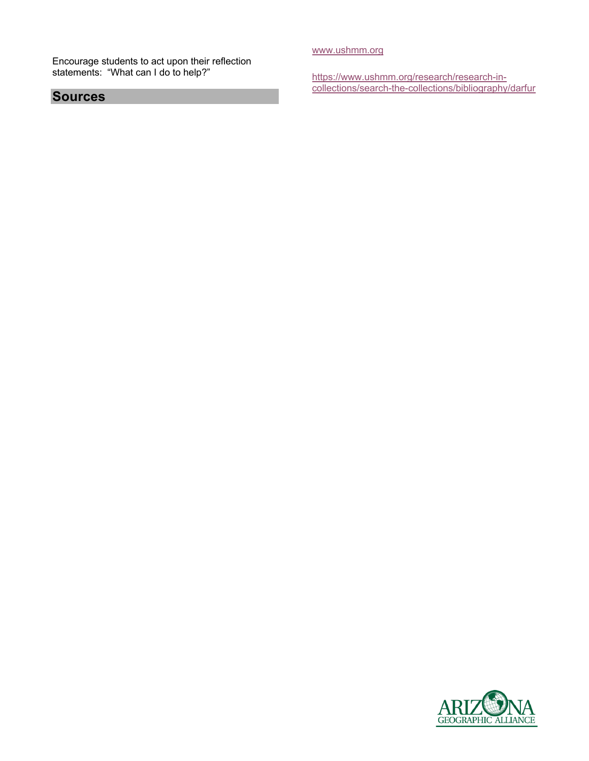Encourage students to act upon their reflection statements: "What can I do to help?"

## Sources

www.ushmm.org

https://www.ushmm.org/research/research-in-collections/search-the-collections/bibliography/darfur